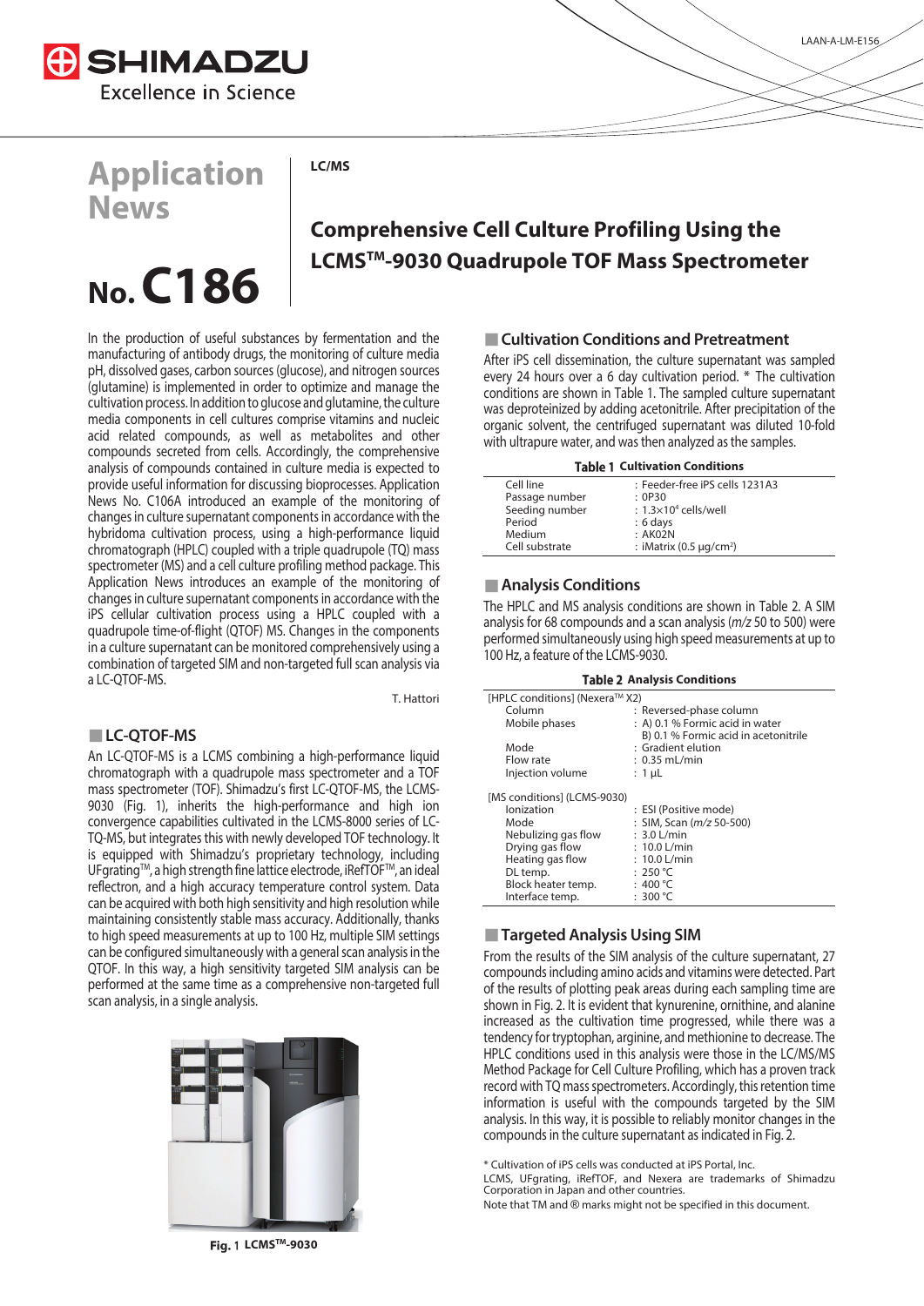Application News

LC/MS

No. C186

# Comprehensive Cell Culture Profiling Using the LCMS™-9030 Quadrupole TOF Mass Spectrometer

In the production of useful substances by fermentation and the manufacturing of antibody drugs, the monitoring of culture media pH, dissolved gases, carbon sources (glucose), and nitrogen sources (glutamine) is implemented in order to optimize and manage the cultivation process. In addition to glucose and glutamine, the culture media components in cell cultures comprise vitamins and nucleic acid related compounds, as well as metabolites and other compounds secreted from cells. Accordingly, the comprehensive analysis of compounds contained in culture media is expected to provide useful information for discussing bioprocesses. Application News No. C106A introduced an example of the monitoring of changes in culture supernatant components in accordance with the hybridoma cultivation process, using a high-performance liquid chromatograph (HPLC) coupled with a triple quadrupole (TQ) mass spectrometer (MS) and a cell culture profiling method package. This Application News introduces an example of the monitoring of changes in culture supernatant components in accordance with the iPS cellular cultivation process using a HPLC coupled with a quadrupole time-of-flight (QTOF) MS. Changes in the components in a culture supernatant can be monitored comprehensively using a combination of targeted SIM and non-targeted full scan analysis via a LC-QTOF-MS.

T. Hattori

## LC-QTOF-MS

An LC-QTOF-MS is a LCMS combining a high-performance liquid chromatograph with a quadrupole mass spectrometer and a TOF mass spectrometer (TOF). Shimadzu's first LC-QTOF-MS, the LCMS-9030 (Fig. 1), inherits the high-performance and high convergence capabilities cultivated in the LCMS-8000 series of LC-TQ-MS, but integrates this with newly developed TOF technology. It is equipped with Shimadzu's proprietary technology, including UFgrating™, a high strength fine lattice electrode, iRefTOF™, an ideal reflectron, and a high accuracy temperature control system. Data can be acquired with both high sensitivity and high resolution while maintaining consistently stable mass accuracy. Additionally, thanks to high speed measurements at up to 100 Hz, multiple SIM settings can be configured simultaneously with a general scan analysis in the QTOF. In this way, a high sensitivity targeted SIM analysis can be performed at the same time as a comprehensive non-targeted full scan analysis, in a single analysis.

Fig. 1 LCMS™-9030

## Cultivation Conditions and Pretreatment

After iPS cell dissemination, the culture supernatant was sampled every 24 hours over a 6 day cultivation period. * The cultivation conditions are shown in Table 1. The sampled culture supernatant was deproteinized by adding acetonitrile. After precipitation of the organic solvent, the centrifuged supernatant was diluted 10-fold with ultrapure water, and was then analyzed as the samples.

**Table 1 Cultivation Conditions**

| | |
|---|---|
| Cell line | : Feeder-free iPS cells 1231A3 |
| Passage number | : 0P30 |
| Seeding number | : $1.3 \times 10^4$ cells/well |
| Period | : 6 days |
| Medium | : AK02N |
| Cell substrate | : iMatrix (0.5 μg/cm²) |

## Analysis Conditions

The HPLC and MS analysis conditions are shown in Table 2. A SIM analysis for 68 compounds and a scan analysis (*m/z* 50 to 500) were performed simultaneously using high speed measurements at up to 100 Hz, a feature of the LCMS-9030.

**Table 2 Analysis Conditions**

| | |
|---|---|
| [HPLC conditions] (Nexera™ X2) | |
| Column | : Reversed-phase column |
| Mobile phases | : A) 0.1 % Formic acid in water<br>B) 0.1 % Formic acid in acetonitrile |
| Mode | : Gradient elution |
| Flow rate | : 0.35 mL/min |
| Injection volume | : 1 μL |
| [MS conditions] (LCMS-9030) | |
| Ionization | : ESI (Positive mode) |
| Mode | : SIM, Scan (*m/z* 50-500) |
| Nebulizing gas flow | : 3.0 L/min |
| Drying gas flow | : 10.0 L/min |
| Heating gas flow | : 10.0 L/min |
| DL temp. | : 250 °C |
| Block heater temp. | : 400 °C |
| Interface temp. | : 300 °C |

## Targeted Analysis Using SIM

From the results of the SIM analysis of the culture supernatant, 27 compounds including amino acids and vitamins were detected. Part of the results of plotting peak areas during each sampling time are shown in Fig. 2. It is evident that kynurenine, ornithine, and alanine increased as the cultivation time progressed, while there was a tendency for tryptophan, arginine, and methionine to decrease. The HPLC conditions used in this analysis were those in the LC/MS/MS Method Package for Cell Culture Profiling, which has a proven track record with TQ mass spectrometers. Accordingly, this retention time information is useful with the compounds targeted by the SIM analysis. In this way, it is possible to reliably monitor changes in the compounds in the culture supernatant as indicated in Fig. 2.

\* Cultivation of iPS cells was conducted at iPS Portal, Inc.
LCMS, UFgrating, iRefTOF, and Nexera are trademarks of Shimadzu Corporation in Japan and other countries.
Note that TM and ® marks might not be specified in this document.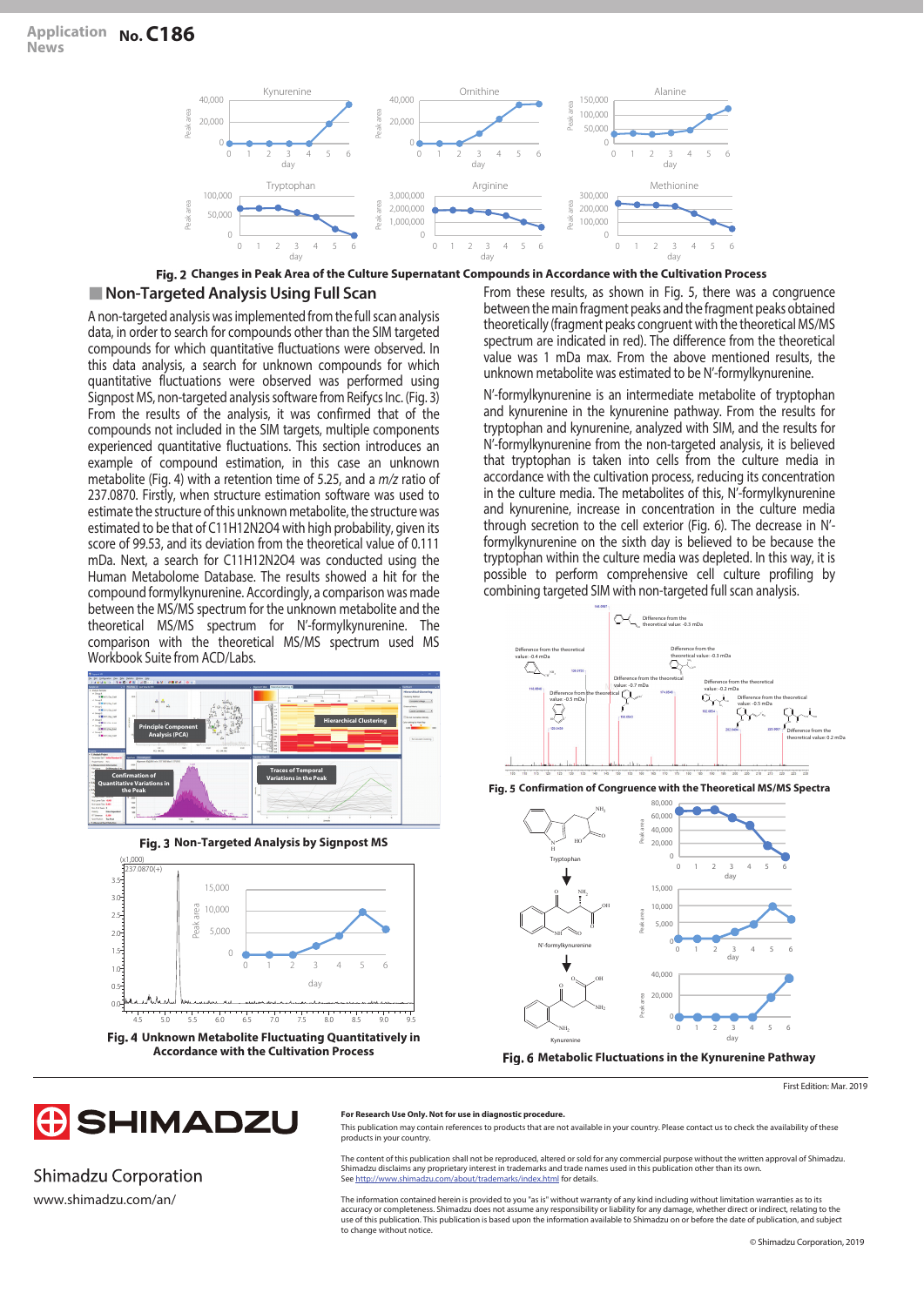Kynurenine
40,000
20,000
0
Peak area
0 1 2 3 4 5 6
day

Ornithine
40,000
20,000
0
Peak area
0 1 2 3 4 5 6
day

Alanine
150,000
100,000
50,000
0
Peak area
0 1 2 3 4 5 6
day

Tryptophan
100,000
50,000
0
Peak area
0 1 2 3 4 5 6
day

Arginine
3,000,000
2,000,000
1,000,000
0
Peak area
0 1 2 3 4 5 6
day

Methionine
300,000
200,000
100,000
0
Peak area
0 1 2 3 4 5 6
day

**Fig. 2 Changes in Peak Area of the Culture Supernatant Compounds in Accordance with the Cultivation Process**

## Non-Targeted Analysis Using Full Scan

A non-targeted analysis was implemented from the full scan analysis data, in order to search for compounds other than the SIM targeted compounds for which quantitative fluctuations were observed. In this data analysis, a search for unknown compounds for which quantitative fluctuations were observed was performed using Signpost MS, non-targeted analysis software from Reifycs Inc. (Fig. 3) From the results of the analysis, it was confirmed that of the compounds not included in the SIM targets, multiple components experienced quantitative fluctuations. This section introduces an example of compound estimation, in this case an unknown metabolite (Fig. 4) with a retention time of 5.25, and a *m/z* ratio of 237.0870. Firstly, when structure estimation software was used to estimate the structure of this unknown metabolite, the structure was estimated to be that of $C_{11}H_{12}N_2O_4$ with high probability, given its score of 99.53, and its deviation from the theoretical value of 0.111 mDa. Next, a search for $C_{11}H_{12}N_2O_4$ was conducted using the Human Metabolome Database. The results showed a hit for the compound formylkynurenine. Accordingly, a comparison was made between the MS/MS spectrum for the unknown metabolite and the theoretical MS/MS spectrum for N'-formylkynurenine. The comparison with the theoretical MS/MS spectrum used MS Workbook Suite from ACD/Labs.

Principle Component Analysis (PCA)
Hierarchical Clustering
Confirmation of Quantitative Variations in the Peak
Traces of Temporal Variations in the Peak

**Fig. 3 Non-Targeted Analysis by Signpost MS**

(x1,000)
237.0870(+)
3.5
3.0
2.5
2.0
1.5
1.0
0.5
0.0
4.5 5.0 5.5 6.0 6.5 7.0 7.5 8.0 8.5 9.0 9.5
15,000
10,000
5,000
0
Peak area
0 1 2 3 4 5 6
day

**Fig. 4 Unknown Metabolite Fluctuating Quantitatively in Accordance with the Cultivation Process**

From these results, as shown in Fig. 5, there was a congruence between the main fragment peaks and the fragment peaks obtained theoretically (fragment peaks congruent with the theoretical MS/MS spectrum are indicated in red). The difference from the theoretical value was 1 mDa max. From the above mentioned results, the unknown metabolite was estimated to be N'-formylkynurenine.

N'-formylkynurenine is an intermediate metabolite of tryptophan and kynurenine in the kynurenine pathway. From the results for tryptophan and kynurenine, analyzed with SIM, and the results for N'-formylkynurenine from the non-targeted analysis, it is believed that tryptophan is taken into cells from the culture media in accordance with the cultivation process, reducing its concentration in the culture media. The metabolites of this, N'-formylkynurenine and kynurenine, increase in concentration in the culture media through secretion to the cell exterior (Fig. 6). The decrease in N'-formylkynurenine on the sixth day is believed to be because the tryptophan within the culture media was depleted. In this way, it is possible to perform comprehensive cell culture profiling by combining targeted SIM with non-targeted full scan analysis.

Difference from the theoretical value: -0.3 mDa
Difference from the theoretical value: -0.4 mDa
Difference from the theoretical value: -0.3 mDa
Difference from the theoretical value: -0.7 mDa
Difference from the theoretical value: -0.5 mDa
Difference from the theoretical value: -0.2 mDa
Difference from the theoretical value: -0.5 mDa
Difference from the theoretical value: 0.2 mDa

**Fig. 5 Confirmation of Congruence with the Theoretical MS/MS Spectra**

Tryptophan
80,000
60,000
40,000
20,000
0
Peak area
0 1 2 3 4 5 6
day

N'-formylkynurenine
15,000
10,000
5,000
0
Peak area
0 1 2 3 4 5 6
day

Kynurenine
40,000
20,000
0
Peak area
0 1 2 3 4 5 6
day

**Fig. 6 Metabolic Fluctuations in the Kynurenine Pathway**

First Edition: Mar. 2019

SHIMADZU

Shimadzu Corporation
www.shimadzu.com/an/

**For Research Use Only. Not for use in diagnostic procedure.**
This publication may contain references to products that are not available in your country. Please contact us to check the availability of these products in your country.

The content of this publication shall not be reproduced, altered or sold for any commercial purpose without the written approval of Shimadzu. Shimadzu disclaims any proprietary interest in trademarks and trade names used in this publication other than its own.
See http://www.shimadzu.com/about/trademarks/index.html for details.

The information contained herein is provided to you "as is" without warranty of any kind including without limitation warranties as to its accuracy or completeness. Shimadzu does not assume any responsibility or liability for any damage, whether direct or indirect, relating to the use of this publication. This publication is based upon the information available to Shimadzu on or before the date of publication, and subject to change without notice.

© Shimadzu Corporation, 2019